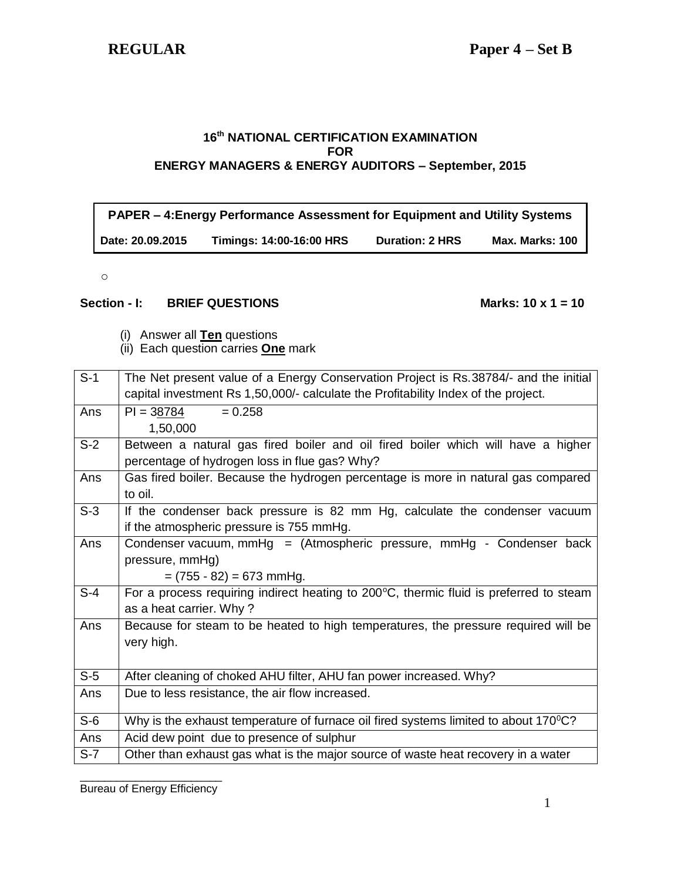**REGULAR** **Paper 4 – Set B**

**16th NATIONAL CERTIFICATION EXAMINATION**
**FOR**
**ENERGY MANAGERS & ENERGY AUDITORS – September, 2015**

| **PAPER – 4: Energy Performance Assessment for Equipment and Utility Systems** | | | |
|---|---|---|---|
| **Date: 20.09.2015** | **Timings: 14:00-16:00 HRS** | **Duration: 2 HRS** | **Max. Marks: 100** |

o

**Section - I: BRIEF QUESTIONS** **Marks: 10 x 1 = 10**

(i) Answer all **Ten** questions
(ii) Each question carries **One** mark

| | |
|---|---|
| S-1 | The Net present value of a Energy Conservation Project is Rs.38784/- and the initial capital investment Rs 1,50,000/- calculate the Profitability Index of the project. |
| Ans | $PI = \frac{38784}{1,50,000} = 0.258$ |
| S-2 | Between a natural gas fired boiler and oil fired boiler which will have a higher percentage of hydrogen loss in flue gas? Why? |
| Ans | Gas fired boiler. Because the hydrogen percentage is more in natural gas compared to oil. |
| S-3 | If the condenser back pressure is 82 mm Hg, calculate the condenser vacuum if the atmospheric pressure is 755 mmHg. |
| Ans | Condenser vacuum, mmHg = (Atmospheric pressure, mmHg - Condenser back pressure, mmHg) = (755 - 82) = 673 mmHg. |
| S-4 | For a process requiring indirect heating to 200°C, thermic fluid is preferred to steam as a heat carrier. Why ? |
| Ans | Because for steam to be heated to high temperatures, the pressure required will be very high. |
| S-5 | After cleaning of choked AHU filter, AHU fan power increased. Why? |
| Ans | Due to less resistance, the air flow increased. |
| S-6 | Why is the exhaust temperature of furnace oil fired systems limited to about 170°C? |
| Ans | Acid dew point due to presence of sulphur |
| S-7 | Other than exhaust gas what is the major source of waste heat recovery in a water |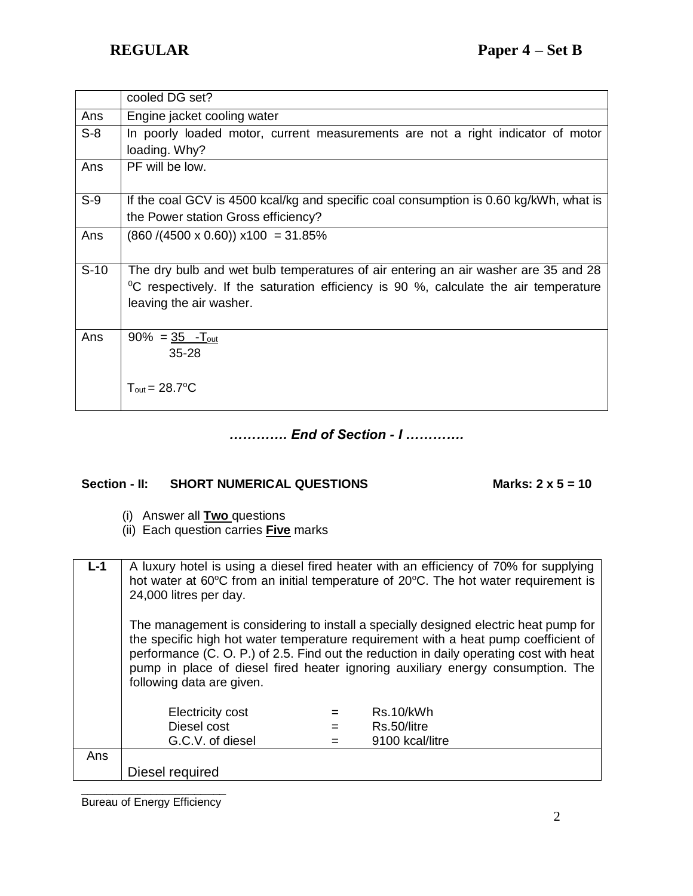| | |
|---|---|
| | cooled DG set? |
| Ans | Engine jacket cooling water |
| S-8 | In poorly loaded motor, current measurements are not a right indicator of motor loading. Why? |
| Ans | PF will be low. |
| S-9 | If the coal GCV is 4500 kcal/kg and specific coal consumption is 0.60 kg/kWh, what is the Power station Gross efficiency? |
| Ans | $(860 /(4500 \times 0.60)) \times 100 = 31.85\%$ |
| S-10 | The dry bulb and wet bulb temperatures of air entering an air washer are 35 and 28 $^0$C respectively. If the saturation efficiency is 90 %, calculate the air temperature leaving the air washer. |
| Ans | $90\% = \frac{35 - T_{out}}{35-28}$ <br><br> $T_{out} = 28.7^oC$ |

***…………. End of Section - I ………….***

**Section - II: SHORT NUMERICAL QUESTIONS** **Marks: 2 x 5 = 10**

(i) Answer all **Two** questions
(ii) Each question carries **Five** marks

| | |
|---|---|
| **L-1** | A luxury hotel is using a diesel fired heater with an efficiency of 70% for supplying hot water at 60$^o$C from an initial temperature of 20$^o$C. The hot water requirement is 24,000 litres per day. <br><br> The management is considering to install a specially designed electric heat pump for the specific high hot water temperature requirement with a heat pump coefficient of performance (C. O. P.) of 2.5. Find out the reduction in daily operating cost with heat pump in place of diesel fired heater ignoring auxiliary energy consumption. The following data are given. <br><br> Electricity cost = Rs.10/kWh <br> Diesel cost = Rs.50/litre <br> G.C.V. of diesel = 9100 kcal/litre |
| Ans | Diesel required |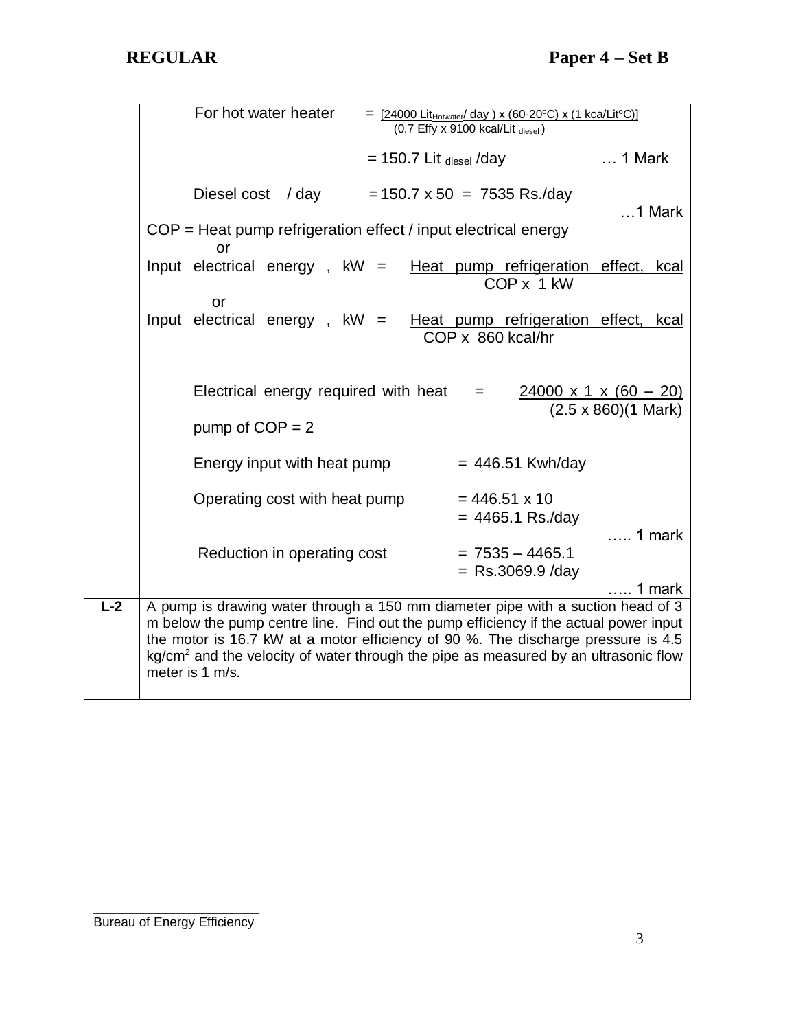| | |
|---|---|
| | For hot water heater $= \frac{[24000\ Lit_{Hotwater}/\ day\ ) \times (60\text{-}20^{o}C) \times (1\ kca/Lit^{o}C)]}{(0.7\ Effy \times 9100\ kcal/Lit\ _{diesel})}$ <br><br> $= 150.7$ Lit $_{diesel}$ /day … 1 Mark <br><br> Diesel cost / day $= 150.7 \times 50 = 7535$ Rs./day …1 Mark <br><br> COP = Heat pump refrigeration effect / input electrical energy <br> or <br> Input electrical energy , kW = $\frac{\text{Heat pump refrigeration effect, kcal}}{\text{COP x 1 kW}}$ <br> or <br> Input electrical energy , kW = $\frac{\text{Heat pump refrigeration effect, kcal}}{\text{COP x 860 kcal/hr}}$ <br><br> Electrical energy required with heat pump of COP = 2 $= \frac{24000 \times 1 \times (60 - 20)}{(2.5 \times 860)}$ (1 Mark) <br><br> Energy input with heat pump = 446.51 Kwh/day <br><br> Operating cost with heat pump = 446.51 x 10 <br> = 4465.1 Rs./day ….. 1 mark <br><br> Reduction in operating cost = 7535 – 4465.1 <br> = Rs.3069.9 /day ….. 1 mark |
| **L-2** | A pump is drawing water through a 150 mm diameter pipe with a suction head of 3 m below the pump centre line. Find out the pump efficiency if the actual power input the motor is 16.7 kW at a motor efficiency of 90 %. The discharge pressure is 4.5 $kg/cm^2$ and the velocity of water through the pipe as measured by an ultrasonic flow meter is 1 m/s. |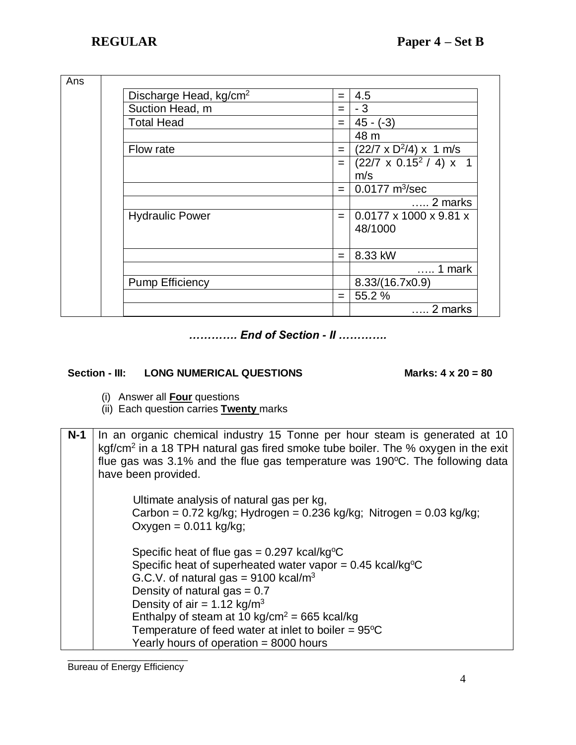| Ans | | | |
|---|---|---|---|
| | Discharge Head, kg/cm$^2$ | = | 4.5 |
| | Suction Head, m | = | - 3 |
| | Total Head | = | 45 - (-3) |
| | | | 48 m |
| | Flow rate | = | (22/7 x D$^2$/4) x 1 m/s |
| | | = | (22/7 x 0.15$^2$ / 4) x 1 m/s |
| | | = | 0.0177 m$^3$/sec |
| | | | ….. 2 marks |
| | Hydraulic Power | = | 0.0177 x 1000 x 9.81 x 48/1000 |
| | | = | 8.33 kW |
| | | | ….. 1 mark |
| | Pump Efficiency | | 8.33/(16.7x0.9) |
| | | = | 55.2 % |
| | | | ….. 2 marks |

***…………. End of Section - II ………….***

**Section - III: LONG NUMERICAL QUESTIONS** **Marks: 4 x 20 = 80**

(i) Answer all **Four** questions
(ii) Each question carries **Twenty** marks

| **N-1** | In an organic chemical industry 15 Tonne per hour steam is generated at 10 kgf/cm$^2$ in a 18 TPH natural gas fired smoke tube boiler. The % oxygen in the exit flue gas was 3.1% and the flue gas temperature was 190$^o$C. The following data have been provided.<br><br>Ultimate analysis of natural gas per kg,<br>Carbon = 0.72 kg/kg; Hydrogen = 0.236 kg/kg; Nitrogen = 0.03 kg/kg; Oxygen = 0.011 kg/kg;<br><br>Specific heat of flue gas = 0.297 kcal/kg$^o$C<br>Specific heat of superheated water vapor = 0.45 kcal/kg$^o$C<br>G.C.V. of natural gas = 9100 kcal/m$^3$<br>Density of natural gas = 0.7<br>Density of air = 1.12 kg/m$^3$<br>Enthalpy of steam at 10 kg/cm$^2$ = 665 kcal/kg<br>Temperature of feed water at inlet to boiler = 95$^o$C<br>Yearly hours of operation = 8000 hours |
|---|---|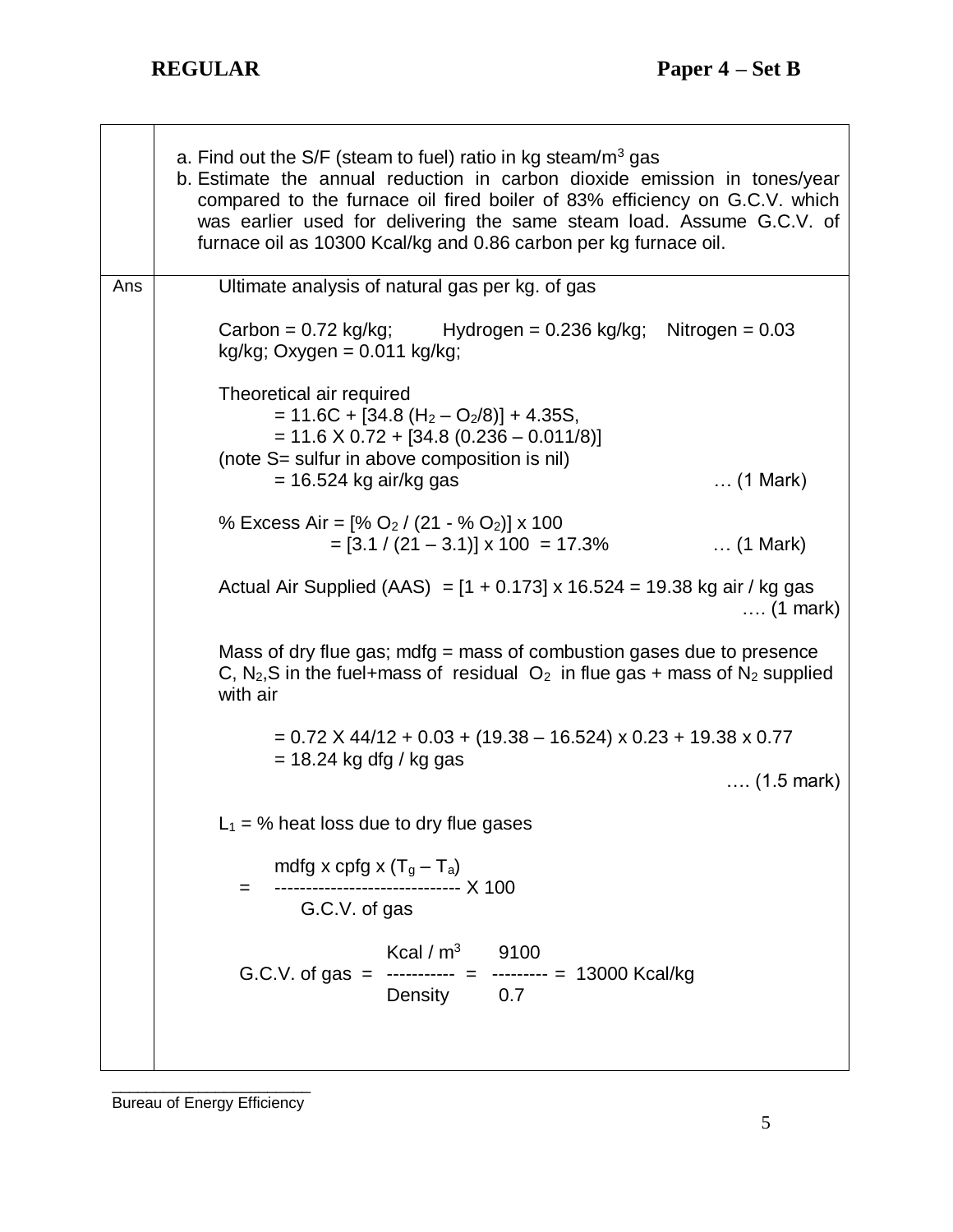a. Find out the S/F (steam to fuel) ratio in kg steam/$m^3$ gas
b. Estimate the annual reduction in carbon dioxide emission in tones/year compared to the furnace oil fired boiler of 83% efficiency on G.C.V. which was earlier used for delivering the same steam load. Assume G.C.V. of furnace oil as 10300 Kcal/kg and 0.86 carbon per kg furnace oil.

**Ans**

Ultimate analysis of natural gas per kg. of gas

Carbon = 0.72 kg/kg; Hydrogen = 0.236 kg/kg; Nitrogen = 0.03 kg/kg; Oxygen = 0.011 kg/kg;

Theoretical air required

$= 11.6C + [34.8 (H_2 – O_2/8)] + 4.35S,$

$= 11.6 \times 0.72 + [34.8 (0.236 – 0.011/8)]$

(note S= sulfur in above composition is nil)

$= 16.524$ kg air/kg gas … (1 Mark)

% Excess Air = $[\% O_2 / (21 - \% O_2)] \times 100$

$= [3.1 / (21 – 3.1)] \times 100 = 17.3\%$ … (1 Mark)

Actual Air Supplied (AAS) $= [1 + 0.173] \times 16.524 = 19.38$ kg air / kg gas …. (1 mark)

Mass of dry flue gas; mdfg = mass of combustion gases due to presence C, $N_2$,S in the fuel+mass of residual $O_2$ in flue gas + mass of $N_2$ supplied with air

$= 0.72 \times 44/12 + 0.03 + (19.38 – 16.524) \times 0.23 + 19.38 \times 0.77$

$= 18.24$ kg dfg / kg gas

…. (1.5 mark)

$L_1$ = % heat loss due to dry flue gases

$$= \frac{\text{mdfg} \times \text{cpfg} \times (T_g – T_a)}{\text{G.C.V. of gas}} \times 100$$

$$\text{G.C.V. of gas} = \frac{\text{Kcal / m}^3}{\text{Density}} = \frac{9100}{0.7} = 13000 \text{ Kcal/kg}$$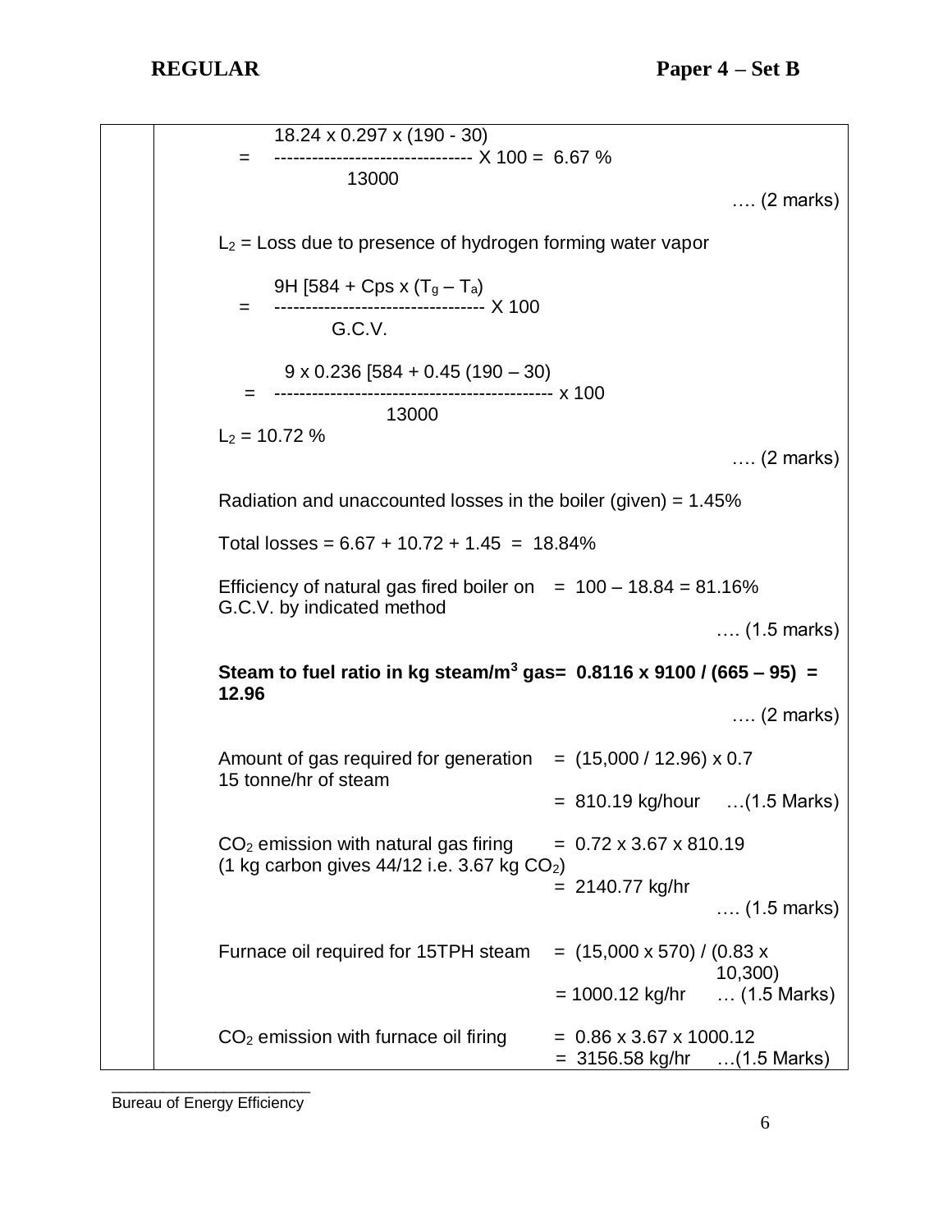$$= \frac{18.24 \times 0.297 \times (190 - 30)}{13000} \times 100 = 6.67\ \%$$

…. (2 marks)

$L_2$ = Loss due to presence of hydrogen forming water vapor

$$= \frac{9H\ [584 + Cps \times (T_g - T_a)}{G.C.V.} \times 100$$

$$= \frac{9 \times 0.236\ [584 + 0.45\ (190 - 30)}{13000} \times 100$$

$L_2 = 10.72\ \%$

…. (2 marks)

Radiation and unaccounted losses in the boiler (given) = 1.45%

Total losses = 6.67 + 10.72 + 1.45 = 18.84%

Efficiency of natural gas fired boiler on G.C.V. by indicated method = 100 – 18.84 = 81.16%

…. (1.5 marks)

**Steam to fuel ratio in kg steam/m$^3$ gas= 0.8116 x 9100 / (665 – 95) = 12.96**

…. (2 marks)

Amount of gas required for generation 15 tonne/hr of steam = (15,000 / 12.96) x 0.7
= 810.19 kg/hour …(1.5 Marks)

$CO_2$ emission with natural gas firing (1 kg carbon gives 44/12 i.e. 3.67 kg $CO_2$) = 0.72 x 3.67 x 810.19
= 2140.77 kg/hr

…. (1.5 marks)

Furnace oil required for 15TPH steam = (15,000 x 570) / (0.83 x 10,300)
= 1000.12 kg/hr … (1.5 Marks)

$CO_2$ emission with furnace oil firing = 0.86 x 3.67 x 1000.12
= 3156.58 kg/hr …(1.5 Marks)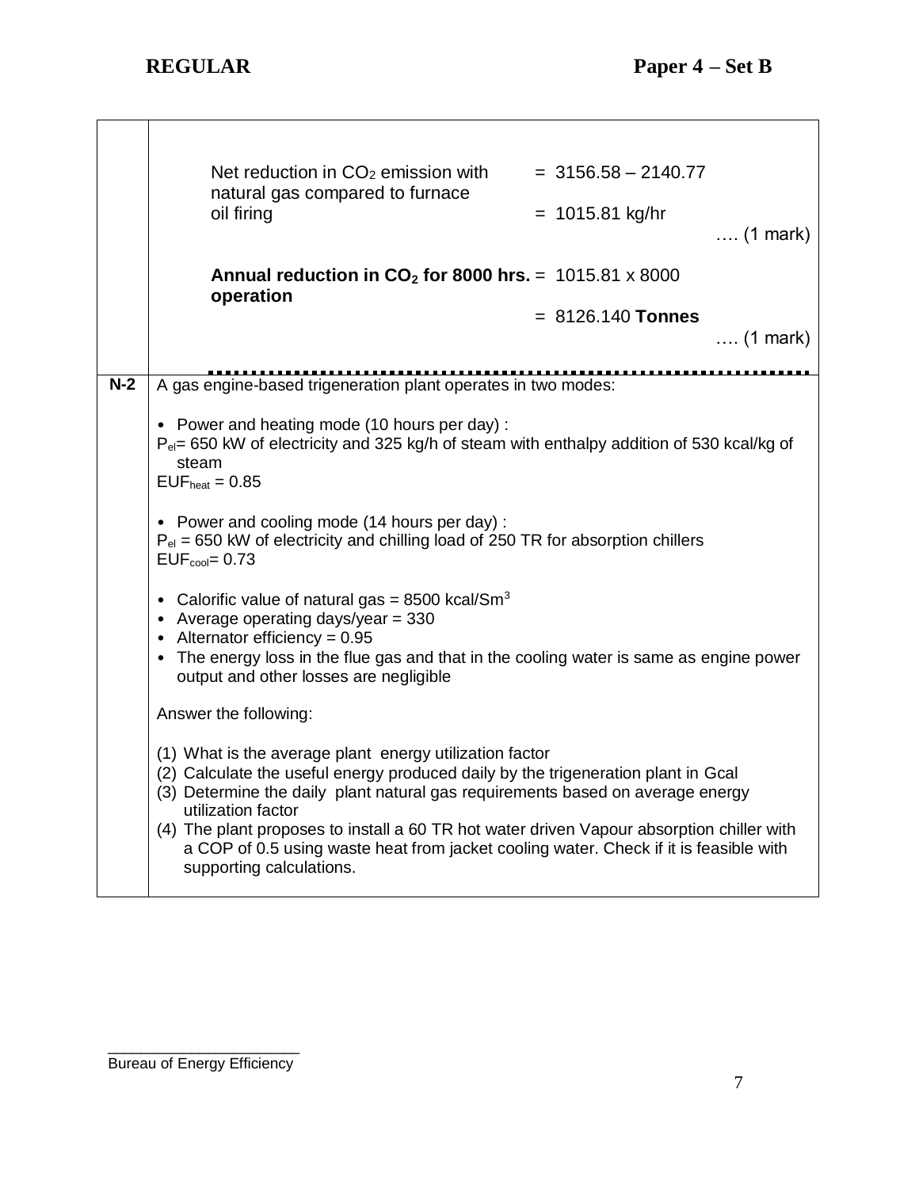| | |
|---|---|
| | Net reduction in $CO_2$ emission with natural gas compared to furnace oil firing = 3156.58 – 2140.77 = 1015.81 kg/hr …. (1 mark) <br><br> **Annual reduction in $CO_2$ for 8000 hrs. operation** = 1015.81 x 8000 = 8126.140 **Tonnes** …. (1 mark) |
| **N-2** | A gas engine-based trigeneration plant operates in two modes:<br><br>• Power and heating mode (10 hours per day) :<br>$P_{el}$= 650 kW of electricity and 325 kg/h of steam with enthalpy addition of 530 kcal/kg of steam<br>$EUF_{heat}$ = 0.85<br><br>• Power and cooling mode (14 hours per day) :<br>$P_{el}$ = 650 kW of electricity and chilling load of 250 TR for absorption chillers<br>$EUF_{cool}$= 0.73<br><br>• Calorific value of natural gas = 8500 kcal/$Sm^3$<br>• Average operating days/year = 330<br>• Alternator efficiency = 0.95<br>• The energy loss in the flue gas and that in the cooling water is same as engine power output and other losses are negligible<br><br>Answer the following:<br><br>(1) What is the average plant energy utilization factor<br>(2) Calculate the useful energy produced daily by the trigeneration plant in Gcal<br>(3) Determine the daily plant natural gas requirements based on average energy utilization factor<br>(4) The plant proposes to install a 60 TR hot water driven Vapour absorption chiller with a COP of 0.5 using waste heat from jacket cooling water. Check if it is feasible with supporting calculations. |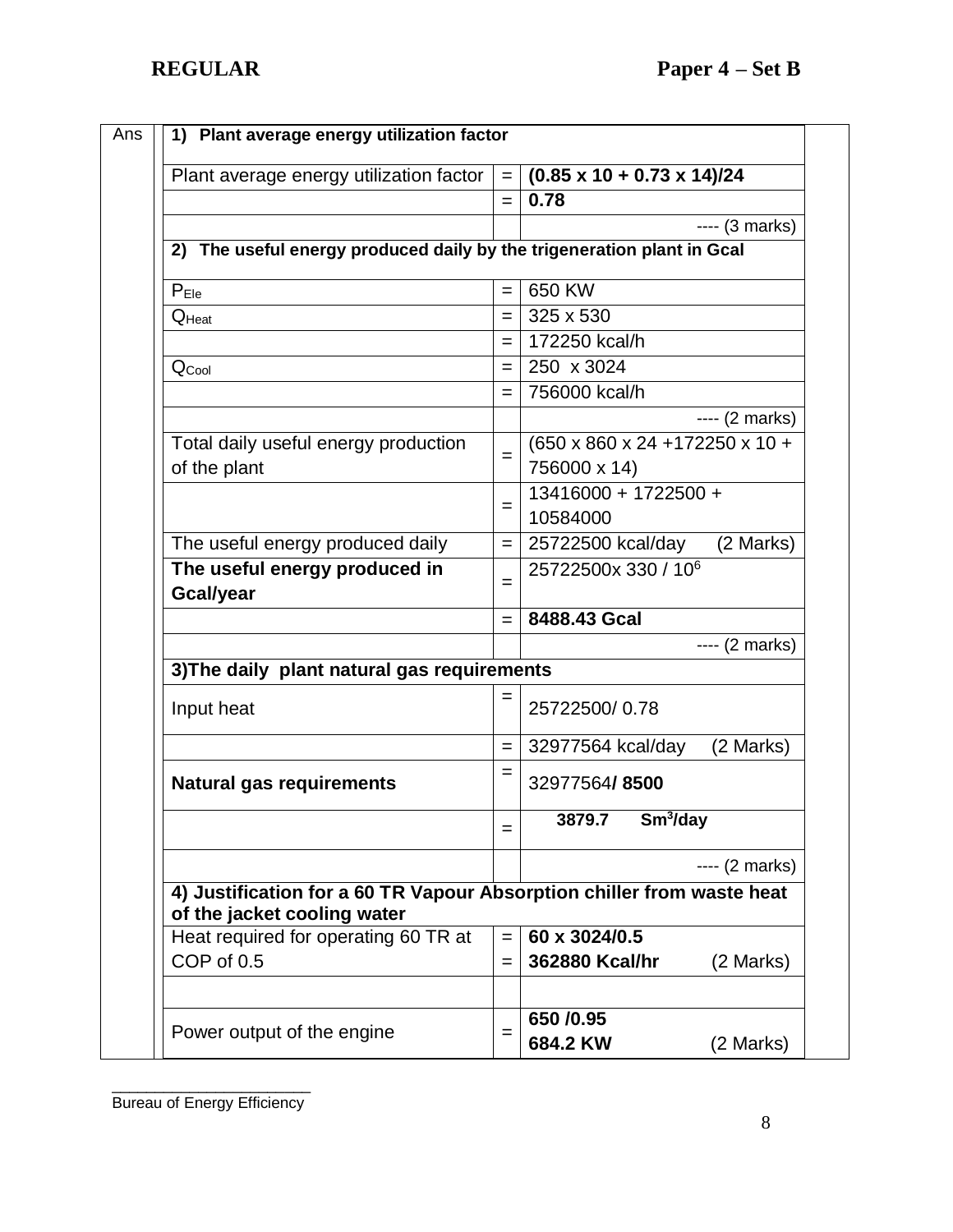Ans

| 1) Plant average energy utilization factor | | |
|---|---|---|
| Plant average energy utilization factor | = | **(0.85 x 10 + 0.73 x 14)/24** |
| | = | **0.78** |
| | | ---- (3 marks) |
| **2) The useful energy produced daily by the trigeneration plant in Gcal** | | |
| $P_{Ele}$ | = | 650 KW |
| $Q_{Heat}$ | = | 325 x 530 |
| | = | 172250 kcal/h |
| $Q_{Cool}$ | = | 250 x 3024 |
| | = | 756000 kcal/h |
| | | ---- (2 marks) |
| Total daily useful energy production of the plant | = | (650 x 860 x 24 +172250 x 10 + 756000 x 14) |
| | = | 13416000 + 1722500 + 10584000 |
| The useful energy produced daily | = | 25722500 kcal/day (2 Marks) |
| **The useful energy produced in Gcal/year** | = | 25722500x 330 / $10^6$ |
| | = | **8488.43 Gcal** |
| | | ---- (2 marks) |
| **3)The daily plant natural gas requirements** | | |
| Input heat | = | 25722500/ 0.78 |
| | = | 32977564 kcal/day (2 Marks) |
| **Natural gas requirements** | = | 32977564**/ 8500** |
| | = | **3879.7 $Sm^3$/day** |
| | | ---- (2 marks) |
| **4) Justification for a 60 TR Vapour Absorption chiller from waste heat of the jacket cooling water** | | |
| Heat required for operating 60 TR at COP of 0.5 | = | **60 x 3024/0.5** |
| | = | **362880 Kcal/hr** (2 Marks) |
| | | |
| Power output of the engine | = | **650 /0.95** |
| | | **684.2 KW** (2 Marks) |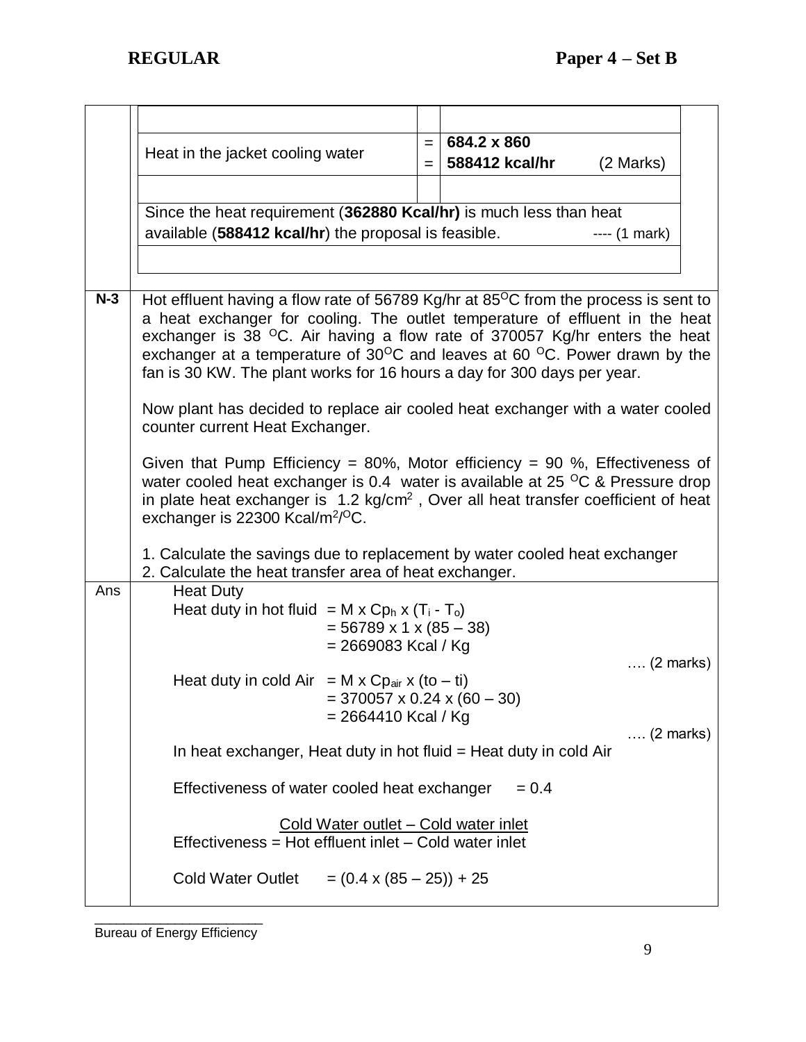| | | |
|---|---|---|
| Heat in the jacket cooling water | = | **684.2 x 860** |
| | = | **588412 kcal/hr** (2 Marks) |

Since the heat requirement (**362880 Kcal/hr)** is much less than heat available (**588412 kcal/hr**) the proposal is feasible. ---- (1 mark)

**N-3** Hot effluent having a flow rate of 56789 Kg/hr at 85°C from the process is sent to a heat exchanger for cooling. The outlet temperature of effluent in the heat exchanger is 38 °C. Air having a flow rate of 370057 Kg/hr enters the heat exchanger at a temperature of 30°C and leaves at 60 °C. Power drawn by the fan is 30 KW. The plant works for 16 hours a day for 300 days per year.

Now plant has decided to replace air cooled heat exchanger with a water cooled counter current Heat Exchanger.

Given that Pump Efficiency = 80%, Motor efficiency = 90 %, Effectiveness of water cooled heat exchanger is 0.4 water is available at 25 °C & Pressure drop in plate heat exchanger is 1.2 kg/cm$^2$ , Over all heat transfer coefficient of heat exchanger is 22300 Kcal/m$^2$/°C.

1. Calculate the savings due to replacement by water cooled heat exchanger
2. Calculate the heat transfer area of heat exchanger.

**Ans**

Heat Duty

Heat duty in hot fluid $= M \times Cp_h \times (T_i - T_o)$
= 56789 x 1 x (85 – 38)
= 2669083 Kcal / Kg
…. (2 marks)

Heat duty in cold Air $= M \times Cp_{air} \times (to - ti)$
= 370057 x 0.24 x (60 – 30)
= 2664410 Kcal / Kg
…. (2 marks)

In heat exchanger, Heat duty in hot fluid = Heat duty in cold Air

Effectiveness of water cooled heat exchanger = 0.4

$$\text{Effectiveness} = \frac{\text{Cold Water outlet} - \text{Cold water inlet}}{\text{Hot effluent inlet} - \text{Cold water inlet}}$$

Cold Water Outlet = (0.4 x (85 – 25)) + 25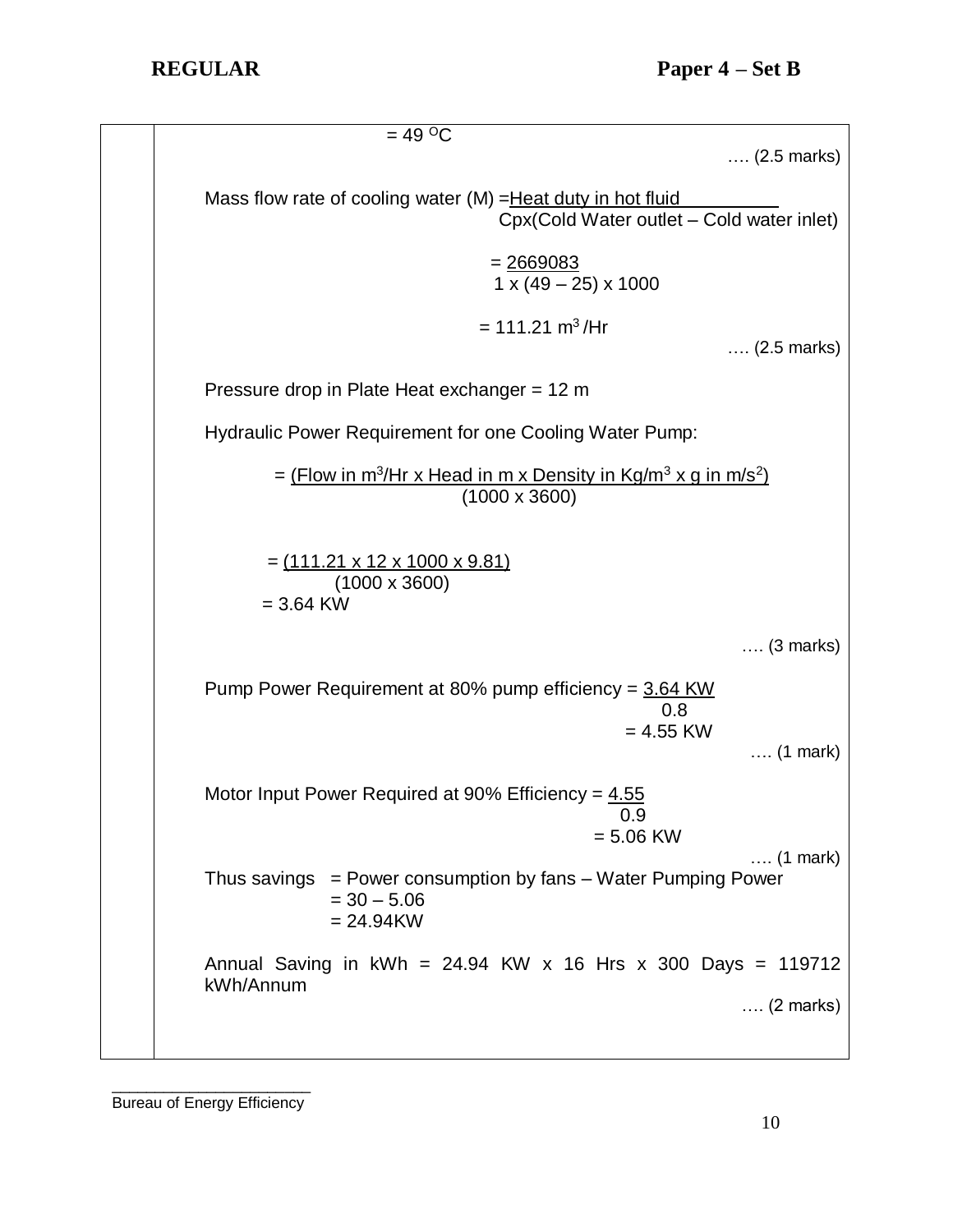$= 49\ ^{O}C$

…. (2.5 marks)

$$\text{Mass flow rate of cooling water (M)} = \frac{\text{Heat duty in hot fluid}}{\text{Cpx(Cold Water outlet – Cold water inlet)}}$$

$$= \frac{2669083}{1 \times (49 - 25) \times 1000}$$

$$= 111.21\ m^3/Hr$$

…. (2.5 marks)

Pressure drop in Plate Heat exchanger = 12 m

Hydraulic Power Requirement for one Cooling Water Pump:

$$= \frac{(\text{Flow in } m^3/\text{Hr} \times \text{Head in m} \times \text{Density in Kg}/m^3 \times \text{g in m}/s^2)}{(1000 \times 3600)}$$

$$= \frac{(111.21 \times 12 \times 1000 \times 9.81)}{(1000 \times 3600)}$$

$$= 3.64\ KW$$

…. (3 marks)

$$\text{Pump Power Requirement at 80\% pump efficiency} = \frac{3.64\ KW}{0.8}$$

$$= 4.55\ KW$$

…. (1 mark)

$$\text{Motor Input Power Required at 90\% Efficiency} = \frac{4.55}{0.9}$$

$$= 5.06\ KW$$

…. (1 mark)

Thus savings = Power consumption by fans – Water Pumping Power
= 30 – 5.06
= 24.94KW

Annual Saving in kWh = 24.94 KW x 16 Hrs x 300 Days = 119712 kWh/Annum

…. (2 marks)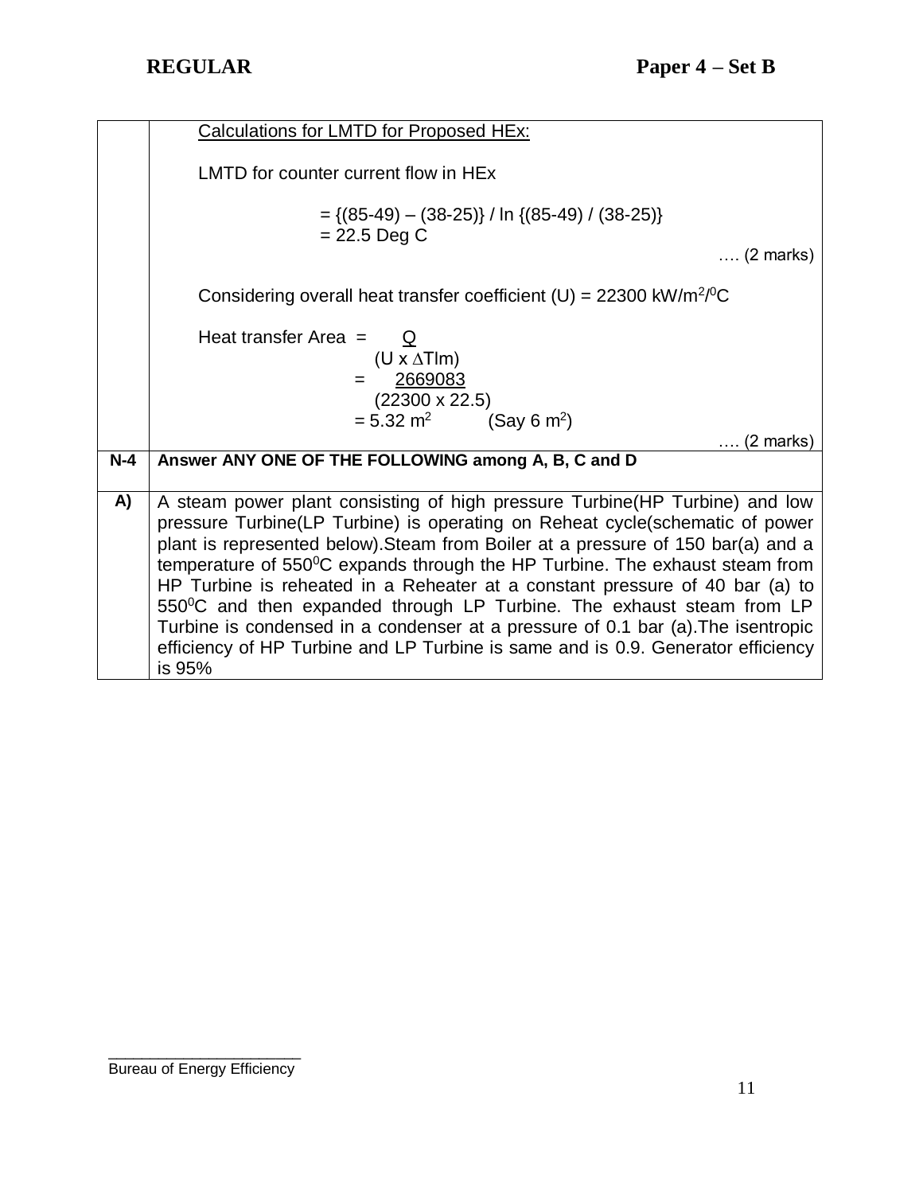| | |
|---|---|
| | Calculations for LMTD for Proposed HEx:<br><br>LMTD for counter current flow in HEx<br><br>$= \{(85\text{-}49) - (38\text{-}25)\} / \ln \{(85\text{-}49) / (38\text{-}25)\}$<br>$= 22.5$ Deg C<br>…. (2 marks)<br><br>Considering overall heat transfer coefficient (U) = 22300 kW/$m^2$/$^0$C<br><br>Heat transfer Area $= \dfrac{Q}{(U \times \Delta Tlm)}$<br>$= \dfrac{2669083}{(22300 \times 22.5)}$<br>$= 5.32\ m^2$ (Say 6 $m^2$)<br>…. (2 marks) |
| **N-4** | **Answer ANY ONE OF THE FOLLOWING among A, B, C and D** |
| **A)** | A steam power plant consisting of high pressure Turbine(HP Turbine) and low pressure Turbine(LP Turbine) is operating on Reheat cycle(schematic of power plant is represented below).Steam from Boiler at a pressure of 150 bar(a) and a temperature of 550$^0$C expands through the HP Turbine. The exhaust steam from HP Turbine is reheated in a Reheater at a constant pressure of 40 bar (a) to 550$^0$C and then expanded through LP Turbine. The exhaust steam from LP Turbine is condensed in a condenser at a pressure of 0.1 bar (a).The isentropic efficiency of HP Turbine and LP Turbine is same and is 0.9. Generator efficiency is 95% |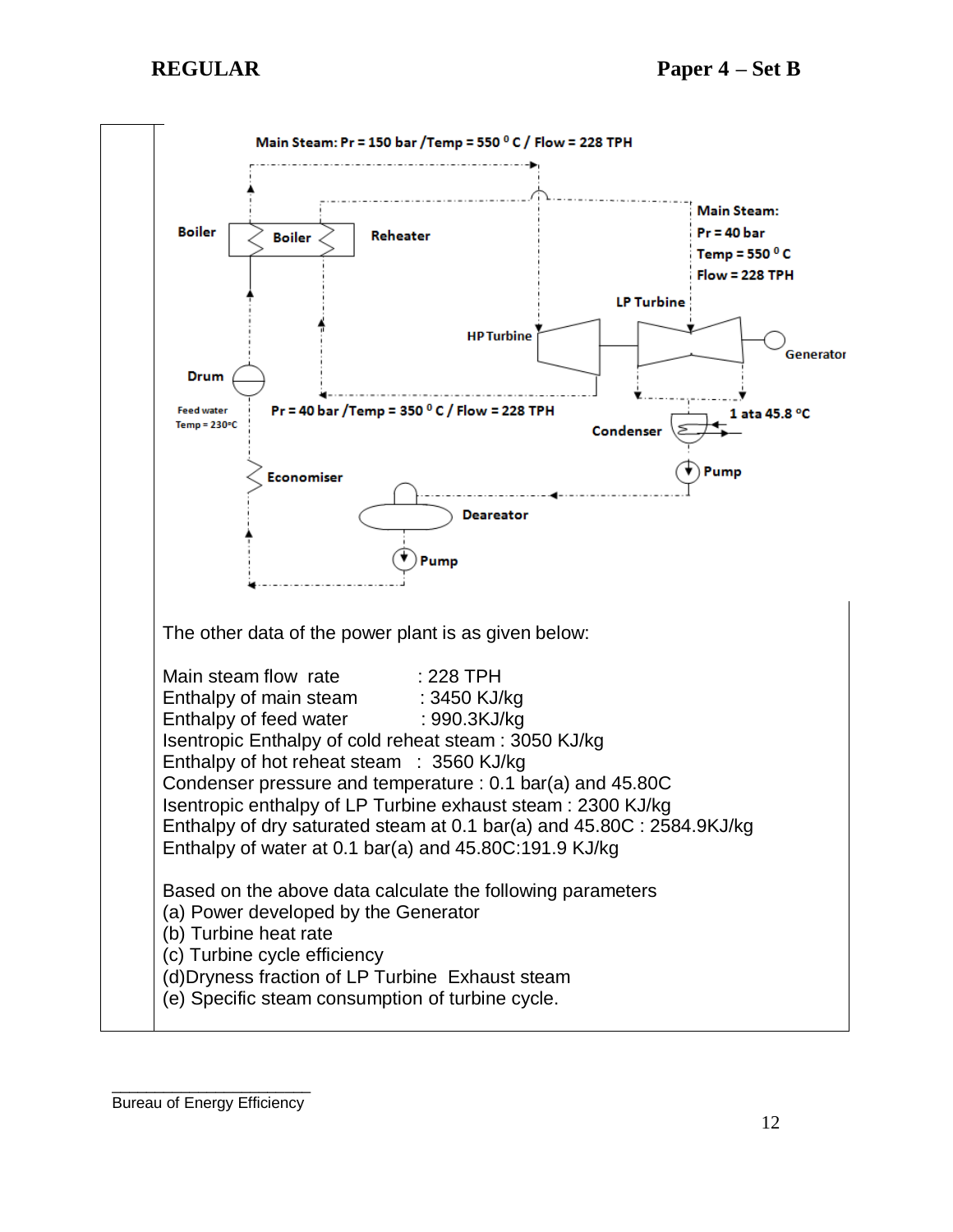Main Steam: Pr = 150 bar /Temp = 550 °C / Flow = 228 TPH

Boiler | Boiler | Reheater

Main Steam: Pr = 40 bar, Temp = 550 °C, Flow = 228 TPH

LP Turbine | HP Turbine | Generator

Drum

Feed water Temp = 230°C

Pr = 40 bar /Temp = 350 °C / Flow = 228 TPH

1 ata 45.8 °C

Condenser

Economiser

Pump

Deareator

Pump

The other data of the power plant is as given below:

Main steam flow rate : 228 TPH
Enthalpy of main steam : 3450 KJ/kg
Enthalpy of feed water : 990.3KJ/kg
Isentropic Enthalpy of cold reheat steam : 3050 KJ/kg
Enthalpy of hot reheat steam : 3560 KJ/kg
Condenser pressure and temperature : 0.1 bar(a) and 45.80C
Isentropic enthalpy of LP Turbine exhaust steam : 2300 KJ/kg
Enthalpy of dry saturated steam at 0.1 bar(a) and 45.80C : 2584.9KJ/kg
Enthalpy of water at 0.1 bar(a) and 45.80C:191.9 KJ/kg

Based on the above data calculate the following parameters
(a) Power developed by the Generator
(b) Turbine heat rate
(c) Turbine cycle efficiency
(d)Dryness fraction of LP Turbine Exhaust steam
(e) Specific steam consumption of turbine cycle.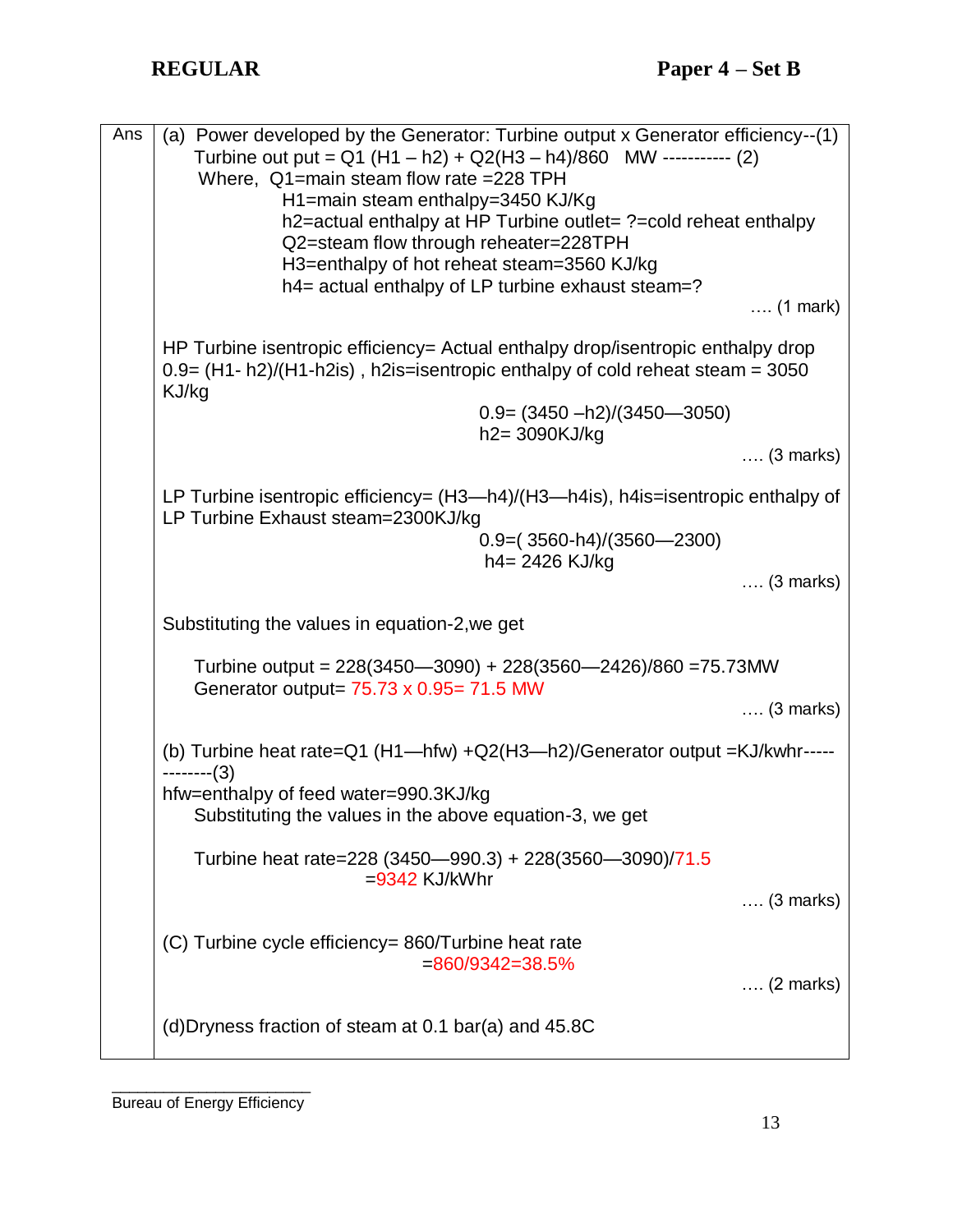**REGULAR** **Paper 4 – Set B**

| Ans | |
|---|---|
| | (a) Power developed by the Generator: Turbine output x Generator efficiency--(1) |

Ans

(a) Power developed by the Generator: Turbine output x Generator efficiency--(1)

Turbine out put = $Q1 (H1 – h2) + Q2(H3 – h4)/860$ MW ----------- (2)

Where, Q1=main steam flow rate =228 TPH

H1=main steam enthalpy=3450 KJ/Kg

h2=actual enthalpy at HP Turbine outlet= ?=cold reheat enthalpy

Q2=steam flow through reheater=228TPH

H3=enthalpy of hot reheat steam=3560 KJ/kg

h4= actual enthalpy of LP turbine exhaust steam=?

…. (1 mark)

HP Turbine isentropic efficiency= Actual enthalpy drop/isentropic enthalpy drop

0.9= (H1- h2)/(H1-h2is) , h2is=isentropic enthalpy of cold reheat steam = 3050 KJ/kg

0.9= (3450 –h2)/(3450—3050)

h2= 3090KJ/kg

…. (3 marks)

LP Turbine isentropic efficiency= (H3—h4)/(H3—h4is), h4is=isentropic enthalpy of LP Turbine Exhaust steam=2300KJ/kg

0.9=( 3560-h4)/(3560—2300)

h4= 2426 KJ/kg

…. (3 marks)

Substituting the values in equation-2,we get

Turbine output = 228(3450—3090) + 228(3560—2426)/860 =75.73MW

Generator output= 75.73 x 0.95= 71.5 MW

…. (3 marks)

(b) Turbine heat rate=Q1 (H1—hfw) +Q2(H3—h2)/Generator output =KJ/kwhr-------------(3)

hfw=enthalpy of feed water=990.3KJ/kg

Substituting the values in the above equation-3, we get

Turbine heat rate=228 (3450—990.3) + 228(3560—3090)/71.5

=9342 KJ/kWhr

…. (3 marks)

(C) Turbine cycle efficiency= 860/Turbine heat rate

=860/9342=38.5%

…. (2 marks)

(d)Dryness fraction of steam at 0.1 bar(a) and 45.8C

Bureau of Energy Efficiency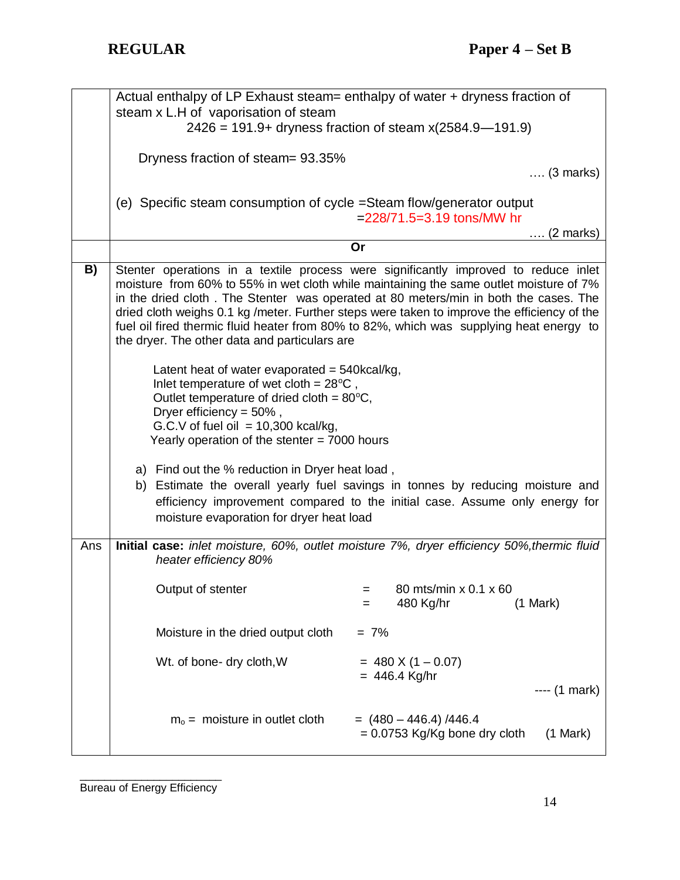Actual enthalpy of LP Exhaust steam= enthalpy of water + dryness fraction of steam x L.H of vaporisation of steam

2426 = 191.9+ dryness fraction of steam x(2584.9—191.9)

Dryness fraction of steam= 93.35%

…. (3 marks)

(e) Specific steam consumption of cycle =Steam flow/generator output

=228/71.5=3.19 tons/MW hr

…. (2 marks)

**Or**

**B)** Stenter operations in a textile process were significantly improved to reduce inlet moisture from 60% to 55% in wet cloth while maintaining the same outlet moisture of 7% in the dried cloth . The Stenter was operated at 80 meters/min in both the cases. The dried cloth weighs 0.1 kg /meter. Further steps were taken to improve the efficiency of the fuel oil fired thermic fluid heater from 80% to 82%, which was supplying heat energy to the dryer. The other data and particulars are

- Latent heat of water evaporated = 540kcal/kg,
- Inlet temperature of wet cloth = 28°C ,
- Outlet temperature of dried cloth = 80°C,
- Dryer efficiency = 50% ,
- G.C.V of fuel oil = 10,300 kcal/kg,
- Yearly operation of the stenter = 7000 hours

a) Find out the % reduction in Dryer heat load ,

b) Estimate the overall yearly fuel savings in tonnes by reducing moisture and efficiency improvement compared to the initial case. Assume only energy for moisture evaporation for dryer heat load

**Ans**

**Initial case:** *inlet moisture, 60%, outlet moisture 7%, dryer efficiency 50%,thermic fluid heater efficiency 80%*

Output of stenter = 80 mts/min x 0.1 x 60
= 480 Kg/hr (1 Mark)

Moisture in the dried output cloth = 7%

Wt. of bone- dry cloth,W = 480 X (1 – 0.07)
= 446.4 Kg/hr

---- (1 mark)

$m_o$ = moisture in outlet cloth = (480 – 446.4) /446.4
= 0.0753 Kg/Kg bone dry cloth (1 Mark)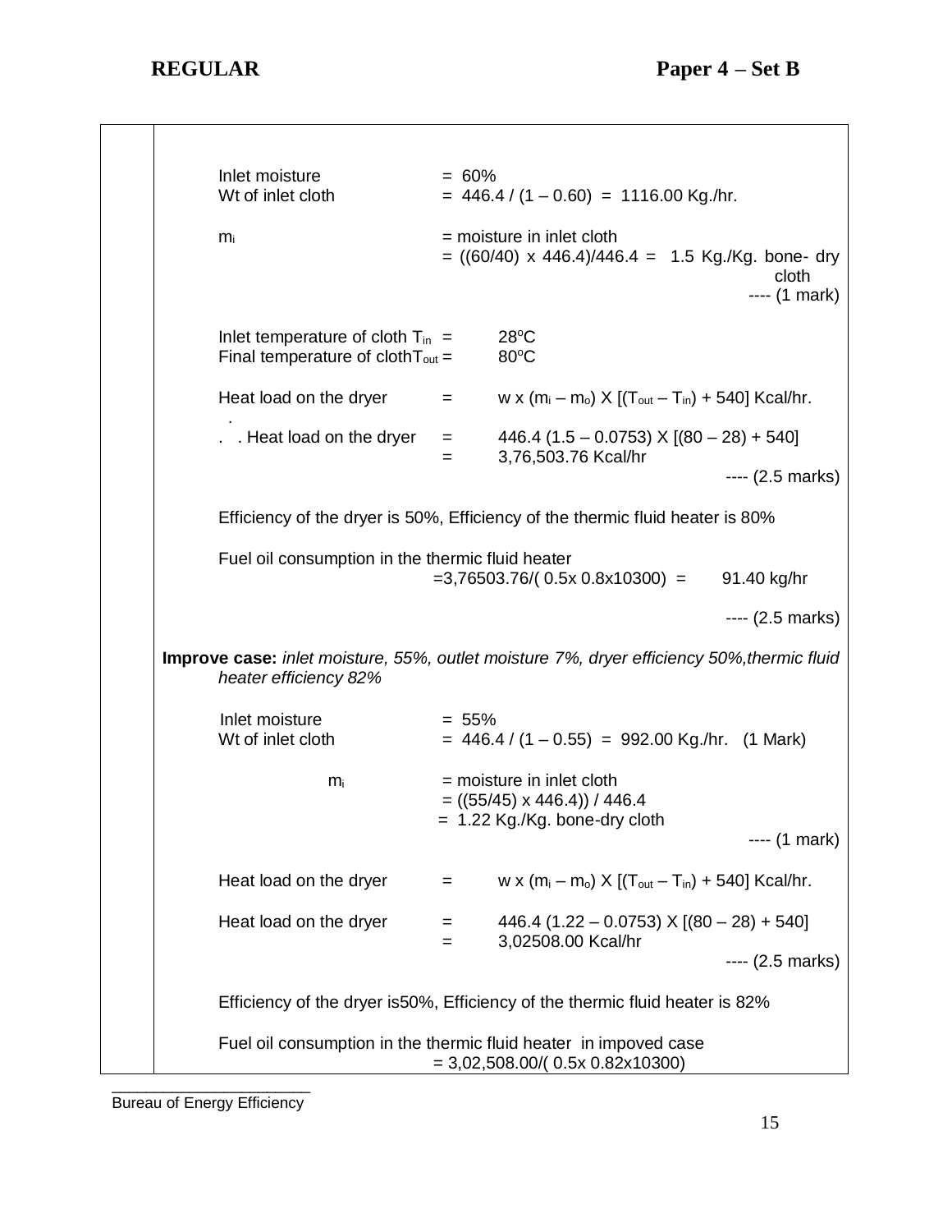Inlet moisture = 60%

Wt of inlet cloth = 446.4 / (1 – 0.60) = 1116.00 Kg./hr.

$m_i$ = moisture in inlet cloth
= ((60/40) x 446.4)/446.4 = 1.5 Kg./Kg. bone- dry cloth

---- (1 mark)

Inlet temperature of cloth $T_{in}$ = 28°C

Final temperature of cloth $T_{out}$ = 80°C

Heat load on the dryer = w x ($m_i$ – $m_o$) X [($T_{out}$ – $T_{in}$) + 540] Kcal/hr.

∴ Heat load on the dryer = 446.4 (1.5 – 0.0753) X [(80 – 28) + 540]
= 3,76,503.76 Kcal/hr

---- (2.5 marks)

Efficiency of the dryer is 50%, Efficiency of the thermic fluid heater is 80%

Fuel oil consumption in the thermic fluid heater
=3,76503.76/( 0.5x 0.8x10300) = 91.40 kg/hr

---- (2.5 marks)

**Improve case:** *inlet moisture, 55%, outlet moisture 7%, dryer efficiency 50%,thermic fluid heater efficiency 82%*

Inlet moisture = 55%

Wt of inlet cloth = 446.4 / (1 – 0.55) = 992.00 Kg./hr. (1 Mark)

$m_i$ = moisture in inlet cloth
= ((55/45) x 446.4)) / 446.4
= 1.22 Kg./Kg. bone-dry cloth

---- (1 mark)

Heat load on the dryer = w x ($m_i$ – $m_o$) X [($T_{out}$ – $T_{in}$) + 540] Kcal/hr.

Heat load on the dryer = 446.4 (1.22 – 0.0753) X [(80 – 28) + 540]
= 3,02508.00 Kcal/hr

---- (2.5 marks)

Efficiency of the dryer is50%, Efficiency of the thermic fluid heater is 82%

Fuel oil consumption in the thermic fluid heater in impoved case
= 3,02,508.00/( 0.5x 0.82x10300)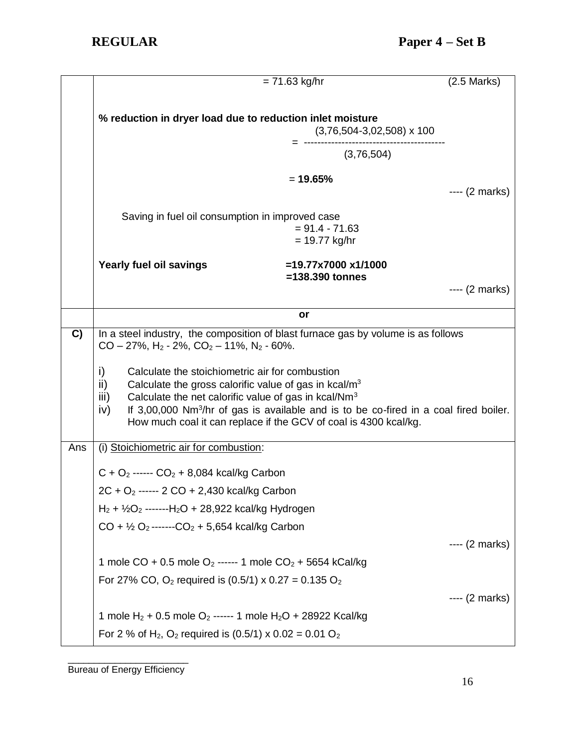= 71.63 kg/hr (2.5 Marks)

**% reduction in dryer load due to reduction inlet moisture**

$$= \frac{(3,76,504-3,02,508) \times 100}{(3,76,504)}$$

= **19.65%**

---- (2 marks)

Saving in fuel oil consumption in improved case
= 91.4 - 71.63
= 19.77 kg/hr

**Yearly fuel oil savings** **=19.77x7000 x1/1000**
**=138.390 tonnes**

---- (2 marks)

**or**

**C)** In a steel industry, the composition of blast furnace gas by volume is as follows
$CO$ – 27%, $H_2$ - 2%, $CO_2$ – 11%, $N_2$ - 60%.

i) Calculate the stoichiometric air for combustion
ii) Calculate the gross calorific value of gas in kcal/m$^3$
iii) Calculate the net calorific value of gas in kcal/Nm$^3$
iv) If 3,00,000 Nm$^3$/hr of gas is available and is to be co-fired in a coal fired boiler. How much coal it can replace if the GCV of coal is 4300 kcal/kg.

**Ans**

(i) Stoichiometric air for combustion:

$C + O_2$ ------ $CO_2$ + 8,084 kcal/kg Carbon

$2C + O_2$ ------ $2\,CO$ + 2,430 kcal/kg Carbon

$H_2 + \frac{1}{2}O_2$ -------$H_2O$ + 28,922 kcal/kg Hydrogen

$CO + \frac{1}{2}\,O_2$ -------$CO_2$ + 5,654 kcal/kg Carbon

---- (2 marks)

1 mole $CO$ + 0.5 mole $O_2$ ------ 1 mole $CO_2$ + 5654 kCal/kg

For 27% CO, $O_2$ required is (0.5/1) x 0.27 = 0.135 $O_2$

---- (2 marks)

1 mole $H_2$ + 0.5 mole $O_2$ ------ 1 mole $H_2O$ + 28922 Kcal/kg

For 2 % of $H_2$, $O_2$ required is (0.5/1) x 0.02 = 0.01 $O_2$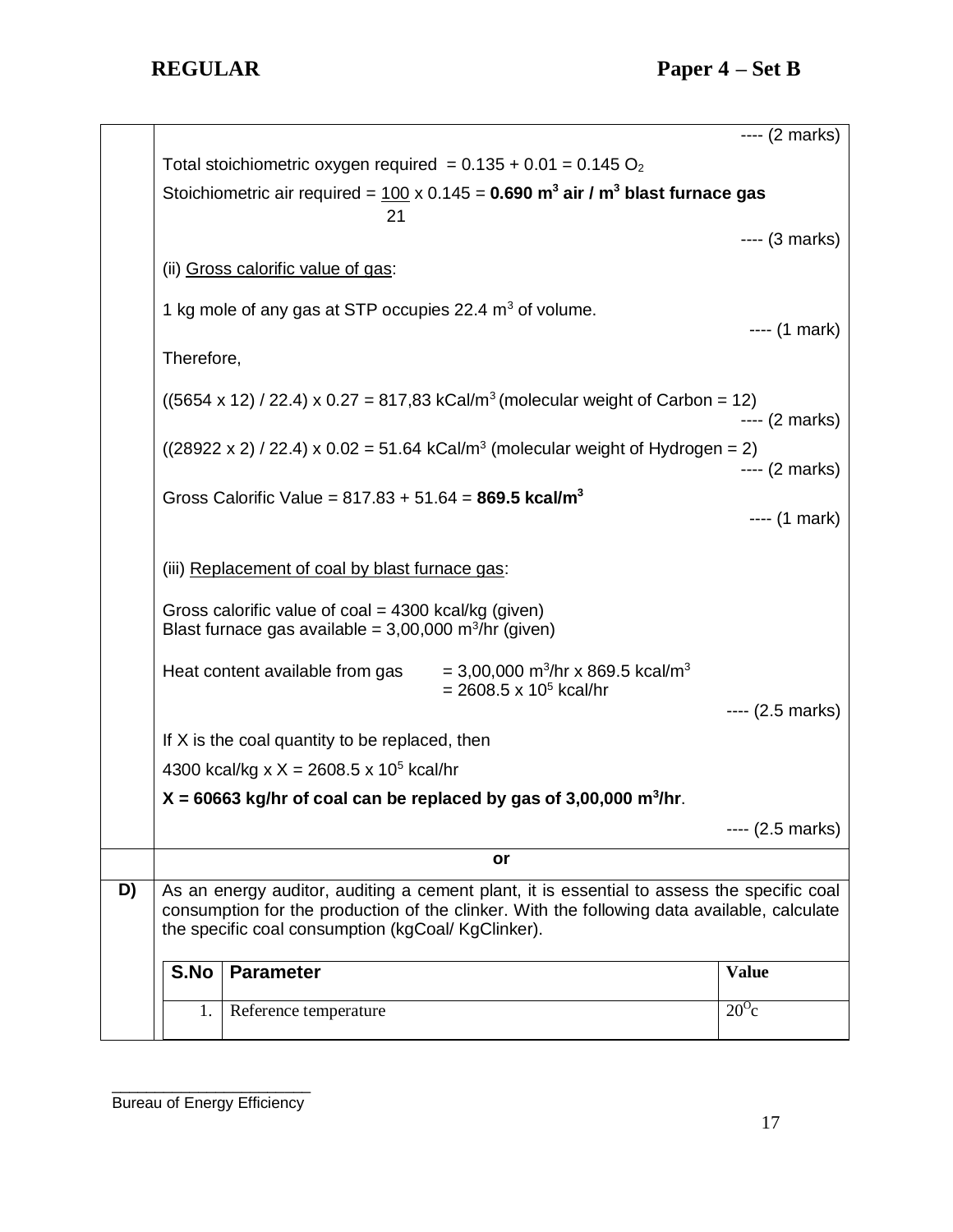---- (2 marks)

Total stoichiometric oxygen required = 0.135 + 0.01 = 0.145 $O_2$

Stoichiometric air required = $\frac{100}{21}$ x 0.145 = **0.690 $m^3$ air / $m^3$ blast furnace gas**

---- (3 marks)

(ii) Gross calorific value of gas:

1 kg mole of any gas at STP occupies 22.4 $m^3$ of volume.

---- (1 mark)

Therefore,

((5654 x 12) / 22.4) x 0.27 = 817,83 kCal/$m^3$ (molecular weight of Carbon = 12)

---- (2 marks)

((28922 x 2) / 22.4) x 0.02 = 51.64 kCal/$m^3$ (molecular weight of Hydrogen = 2)

---- (2 marks)

Gross Calorific Value = 817.83 + 51.64 = **869.5 kcal/$m^3$**

---- (1 mark)

(iii) Replacement of coal by blast furnace gas:

Gross calorific value of coal = 4300 kcal/kg (given)
Blast furnace gas available = 3,00,000 $m^3$/hr (given)

Heat content available from gas = 3,00,000 $m^3$/hr x 869.5 kcal/$m^3$
= 2608.5 x $10^5$ kcal/hr

---- (2.5 marks)

If X is the coal quantity to be replaced, then

4300 kcal/kg x X = 2608.5 x $10^5$ kcal/hr

**X = 60663 kg/hr of coal can be replaced by gas of 3,00,000 $m^3$/hr**.

---- (2.5 marks)

**or**

**D)** As an energy auditor, auditing a cement plant, it is essential to assess the specific coal consumption for the production of the clinker. With the following data available, calculate the specific coal consumption (kgCoal/ KgClinker).

| S.No | Parameter | Value |
|---|---|---|
| 1. | Reference temperature | $20^{O}c$ |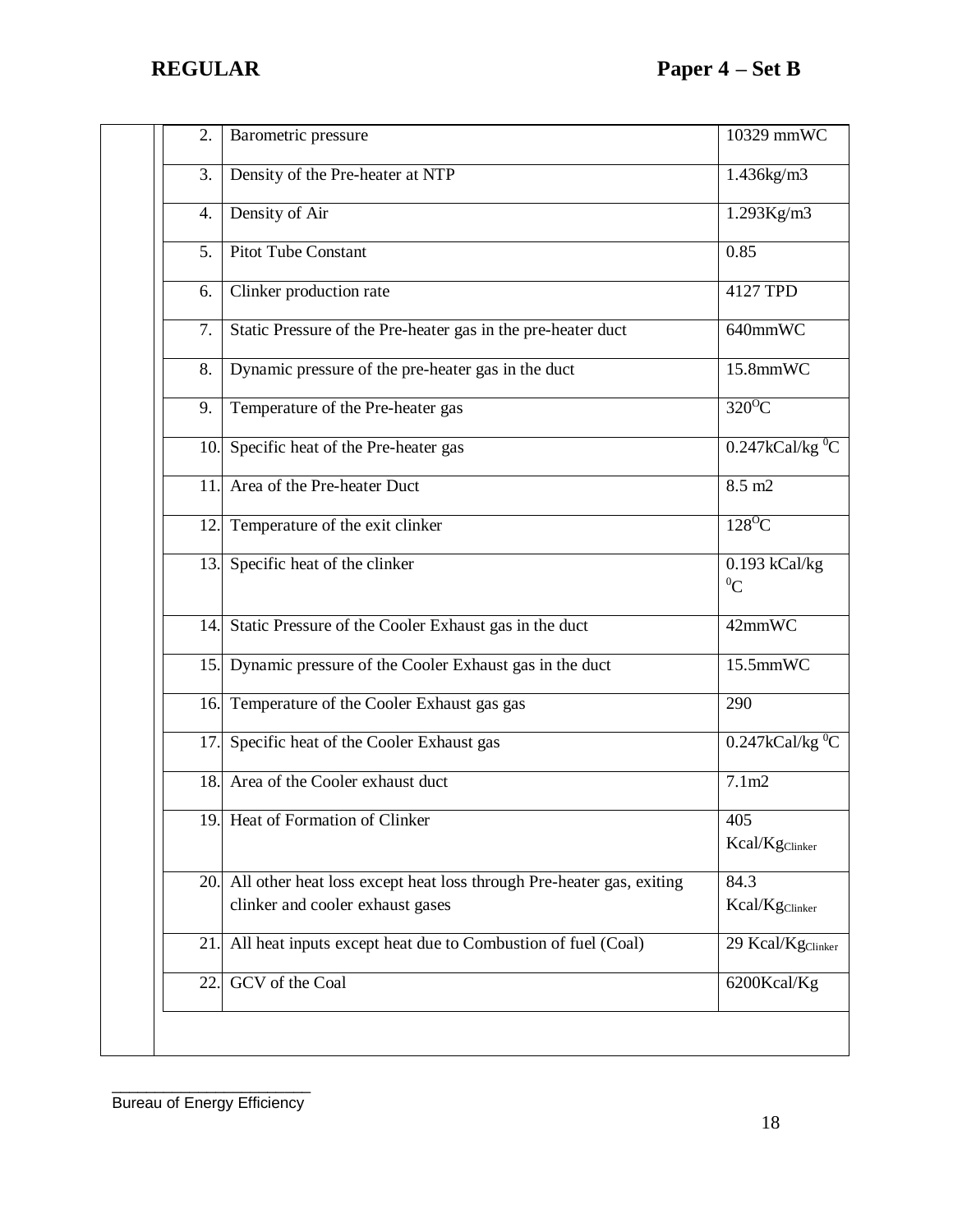| | | |
|---|---|---|
| 2. | Barometric pressure | 10329 mmWC |
| 3. | Density of the Pre-heater at NTP | 1.436kg/m3 |
| 4. | Density of Air | 1.293Kg/m3 |
| 5. | Pitot Tube Constant | 0.85 |
| 6. | Clinker production rate | 4127 TPD |
| 7. | Static Pressure of the Pre-heater gas in the pre-heater duct | 640mmWC |
| 8. | Dynamic pressure of the pre-heater gas in the duct | 15.8mmWC |
| 9. | Temperature of the Pre-heater gas | $320^{O}C$ |
| 10. | Specific heat of the Pre-heater gas | 0.247kCal/kg $^{0}C$ |
| 11. | Area of the Pre-heater Duct | 8.5 m2 |
| 12. | Temperature of the exit clinker | $128^{O}C$ |
| 13. | Specific heat of the clinker | 0.193 kCal/kg $^{0}C$ |
| 14. | Static Pressure of the Cooler Exhaust gas in the duct | 42mmWC |
| 15. | Dynamic pressure of the Cooler Exhaust gas in the duct | 15.5mmWC |
| 16. | Temperature of the Cooler Exhaust gas gas | 290 |
| 17. | Specific heat of the Cooler Exhaust gas | 0.247kCal/kg $^{0}C$ |
| 18. | Area of the Cooler exhaust duct | 7.1m2 |
| 19. | Heat of Formation of Clinker | 405 $Kcal/Kg_{Clinker}$ |
| 20. | All other heat loss except heat loss through Pre-heater gas, exiting clinker and cooler exhaust gases | 84.3 $Kcal/Kg_{Clinker}$ |
| 21. | All heat inputs except heat due to Combustion of fuel (Coal) | 29 $Kcal/Kg_{Clinker}$ |
| 22. | GCV of the Coal | 6200Kcal/Kg |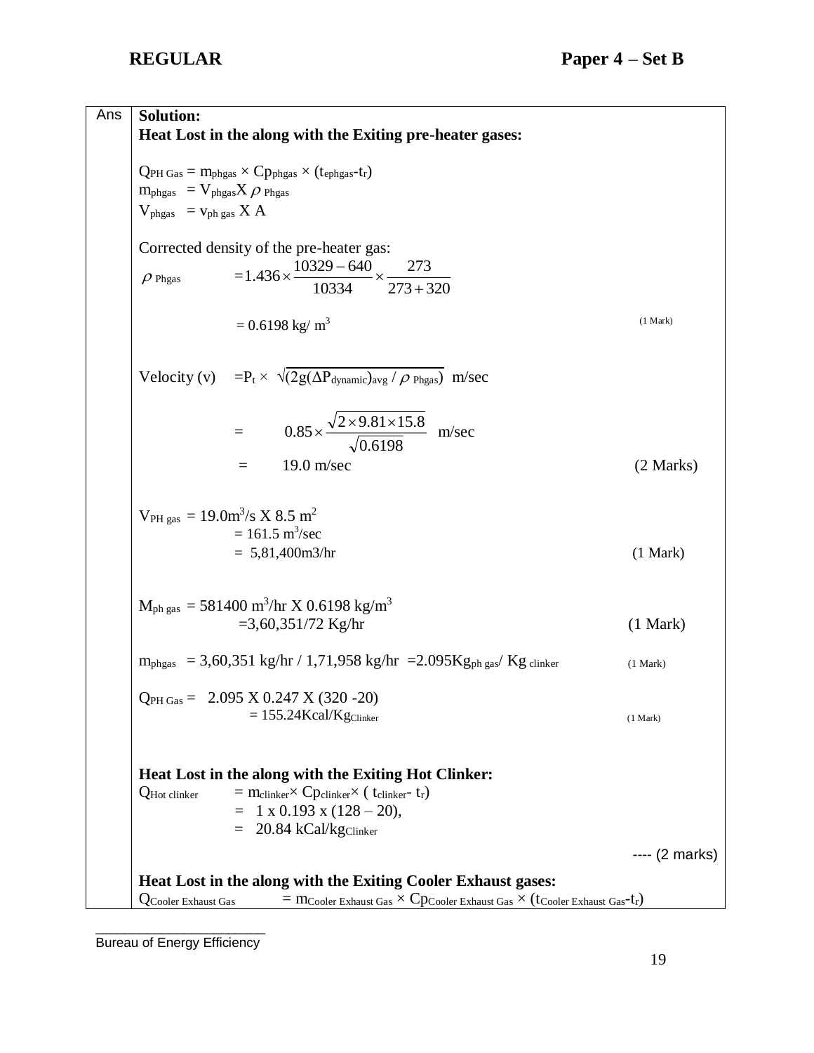**Ans**

**Solution:**

**Heat Lost in the along with the Exiting pre-heater gases:**

$Q_{PH\ Gas} = m_{phgas} \times Cp_{phgas} \times (t_{ephgas}-t_r)$

$m_{phgas} = V_{phgas} X\ \rho_{Phgas}$

$V_{phgas} = v_{ph\ gas}\ X\ A$

Corrected density of the pre-heater gas:

$$\rho_{Phgas} = 1.436 \times \frac{10329-640}{10334} \times \frac{273}{273+320}$$

$= 0.6198$ kg/ m$^3$ (1 Mark)

Velocity (v) $= P_t \times \sqrt{(2g(\Delta P_{dynamic})_{avg} / \rho_{Phgas})}$ m/sec

$$= 0.85 \times \frac{\sqrt{2 \times 9.81 \times 15.8}}{\sqrt{0.6198}} \text{ m/sec}$$

$= 19.0$ m/sec (2 Marks)

$V_{PH\ gas} = 19.0\text{m}^3/\text{s X } 8.5\text{ m}^2$

$= 161.5$ m$^3$/sec

$= 5,81,400$m3/hr (1 Mark)

$M_{ph\ gas} = 581400\text{ m}^3\text{/hr X } 0.6198\text{ kg/m}^3$

$= 3,60,351/72$ Kg/hr (1 Mark)

$m_{phgas} = 3,60,351\text{ kg/hr} / 1,71,958\text{ kg/hr} = 2.095 Kg_{ph\ gas}/ Kg_{clinker}$ (1 Mark)

$Q_{PH\ Gas} = 2.095 \text{ X } 0.247 \text{ X } (320 - 20)$

$= 155.24 Kcal/Kg_{Clinker}$ (1 Mark)

**Heat Lost in the along with the Exiting Hot Clinker:**

$Q_{Hot\ clinker} = m_{clinker} \times Cp_{clinker} \times (t_{clinker} - t_r)$

$= 1 \times 0.193 \times (128 - 20)$,

$= 20.84\ kCal/kg_{Clinker}$

---- (2 marks)

**Heat Lost in the along with the Exiting Cooler Exhaust gases:**

$Q_{Cooler\ Exhaust\ Gas} = m_{Cooler\ Exhaust\ Gas} \times Cp_{Cooler\ Exhaust\ Gas} \times (t_{Cooler\ Exhaust\ Gas} - t_r)$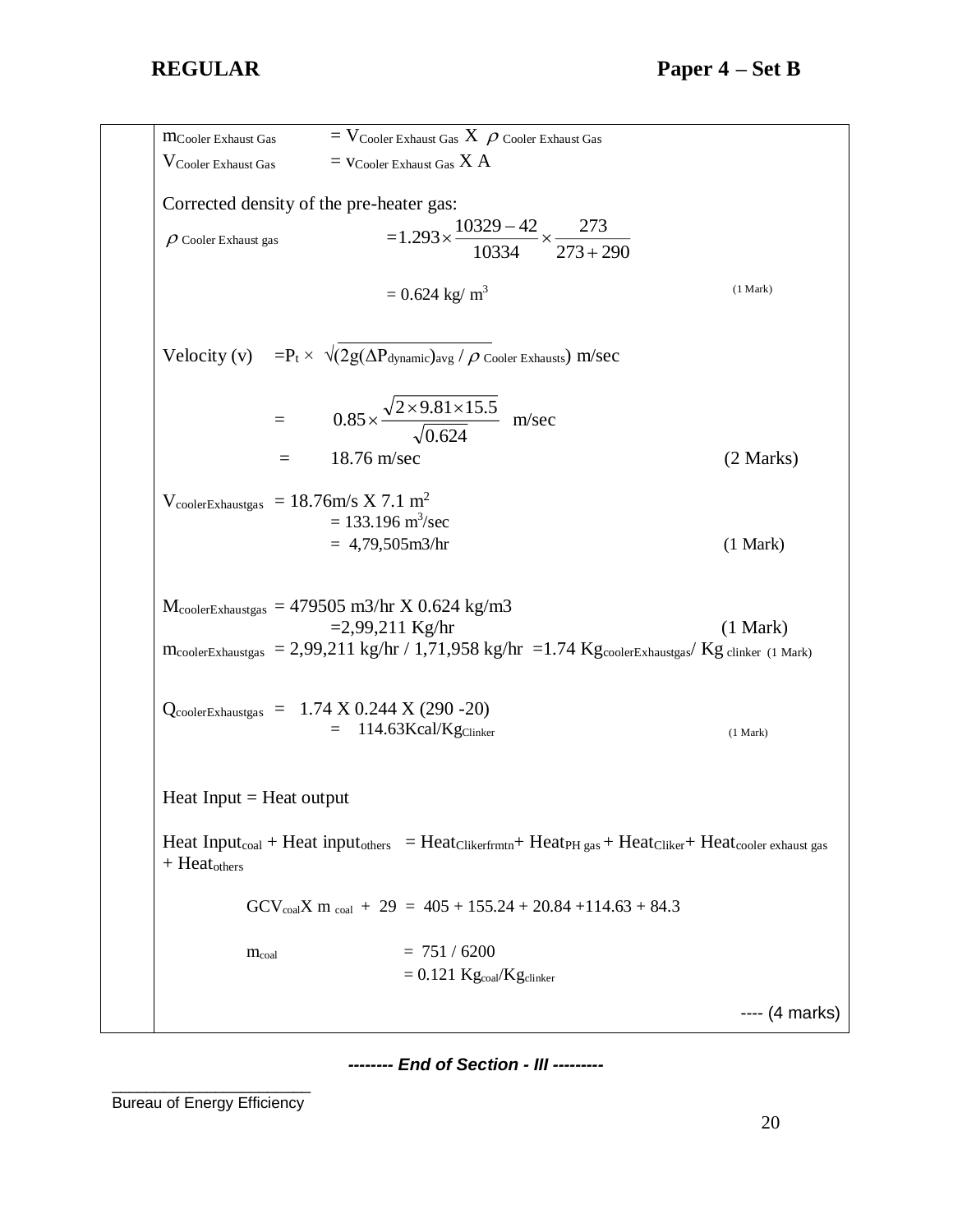$m_{Cooler\ Exhaust\ Gas} = V_{Cooler\ Exhaust\ Gas} \times \rho_{Cooler\ Exhaust\ Gas}$

$V_{Cooler\ Exhaust\ Gas} = v_{Cooler\ Exhaust\ Gas} \times A$

Corrected density of the pre-heater gas:

$$\rho_{Cooler\ Exhaust\ gas} = 1.293 \times \frac{10329 - 42}{10334} \times \frac{273}{273 + 290}$$

$$= 0.624\ kg/m^3 \qquad \text{(1 Mark)}$$

Velocity (v) $= P_t \times \sqrt{(2g(\Delta P_{dynamic})_{avg} / \rho_{Cooler\ Exhausts})}$ m/sec

$$= 0.85 \times \frac{\sqrt{2 \times 9.81 \times 15.5}}{\sqrt{0.624}} \text{ m/sec}$$

$$= 18.76 \text{ m/sec} \qquad \text{(2 Marks)}$$

$V_{coolerExhaustgas} = 18.76 m/s \times 7.1\ m^2$

$= 133.196\ m^3/sec$

$= 4,79,505 m3/hr$ (1 Mark)

$M_{coolerExhaustgas} = 479505\ m3/hr \times 0.624\ kg/m3$

$= 2,99,211\ Kg/hr$ (1 Mark)

$m_{coolerExhaustgas} = 2,99,211\ kg/hr / 1,71,958\ kg/hr = 1.74\ Kg_{coolerExhaustgas} / Kg_{clinker}$ (1 Mark)

$Q_{coolerExhaustgas} = 1.74 \times 0.244 \times (290 - 20)$

$= 114.63 Kcal/Kg_{Clinker}$ (1 Mark)

Heat Input = Heat output

$\text{Heat Input}_{coal} + \text{Heat input}_{others} = \text{Heat}_{Clikerfrmtn} + \text{Heat}_{PH\ gas} + \text{Heat}_{Cliker} + \text{Heat}_{cooler\ exhaust\ gas} + \text{Heat}_{others}$

$GCV_{coal} \times m_{coal} + 29 = 405 + 155.24 + 20.84 + 114.63 + 84.3$

$m_{coal} = 751 / 6200$

$= 0.121\ Kg_{coal}/Kg_{clinker}$

---- (4 marks)

***-------- End of Section - III ---------***